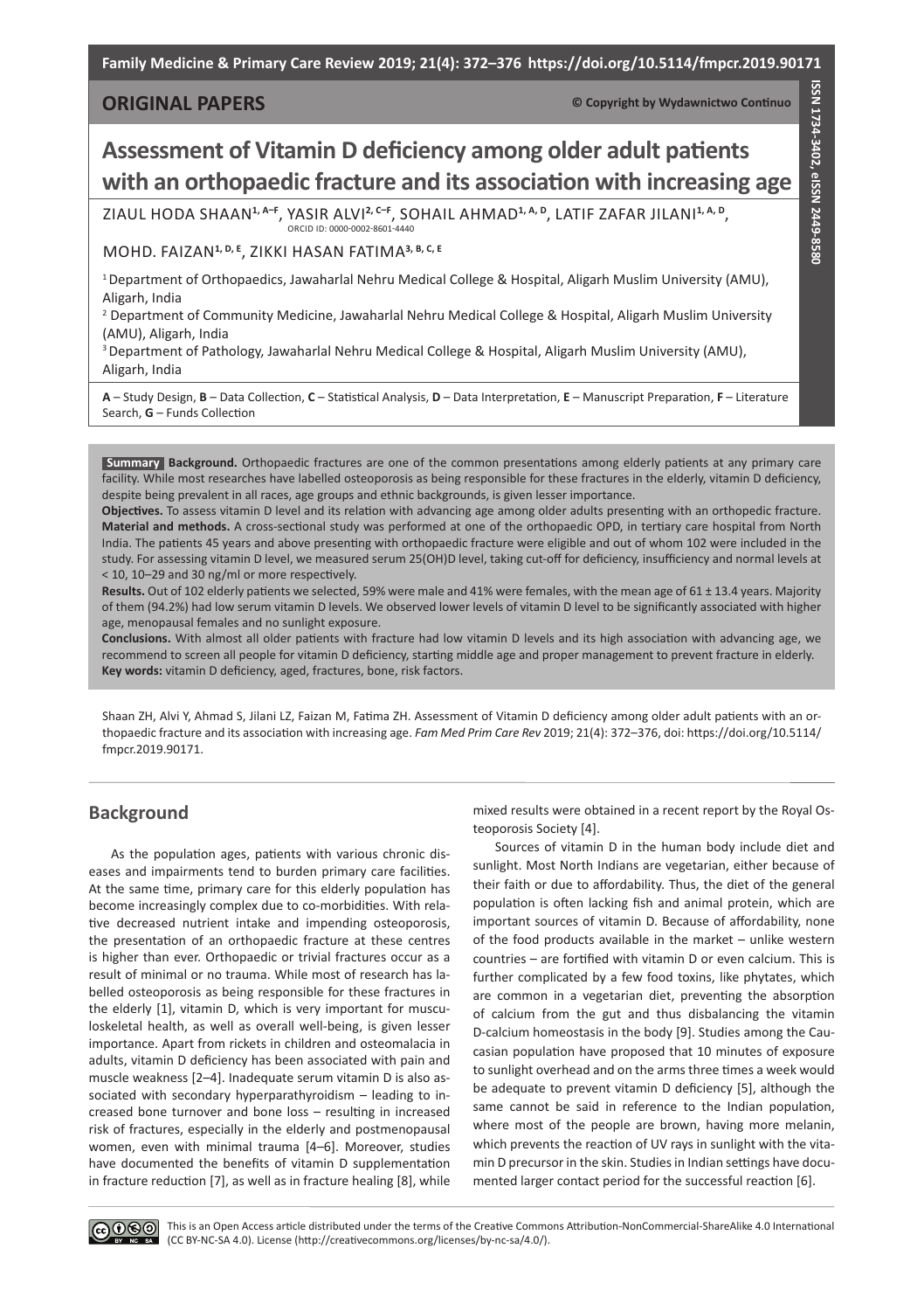ORIGINAL PAPERS

© Copyright by Wydawnictwo Continuo

# Assessment of Vitamin D deficiency among older adult patients with an orthopaedic fracture and its association with increasing age

ZIAUL HODA SHAAN[1, A–F], YASIR ALVI[2, C–F], SOHAIL AHMAD[1, A, D], LATIF ZAFAR JILANI[1, A, D], MOHD. FAIZAN[1, D, E], ZIKKI HASAN FATIMA[3, B, C, E]

ORCID ID: 0000-0002-8601-4440

[1] Department of Orthopaedics, Jawaharlal Nehru Medical College & Hospital, Aligarh Muslim University (AMU), Aligarh, India

[2] Department of Community Medicine, Jawaharlal Nehru Medical College & Hospital, Aligarh Muslim University (AMU), Aligarh, India

[3] Department of Pathology, Jawaharlal Nehru Medical College & Hospital, Aligarh Muslim University (AMU), Aligarh, India

**A** – Study Design, **B** – Data Collection, **C** – Statistical Analysis, **D** – Data Interpretation, **E** – Manuscript Preparation, **F** – Literature Search, **G** – Funds Collection

**Summary Background.** Orthopaedic fractures are one of the common presentations among elderly patients at any primary care facility. While most researches have labelled osteoporosis as being responsible for these fractures in the elderly, vitamin D deficiency, despite being prevalent in all races, age groups and ethnic backgrounds, is given lesser importance.

**Objectives.** To assess vitamin D level and its relation with advancing age among older adults presenting with an orthopedic fracture.

**Material and methods.** A cross-sectional study was performed at one of the orthopaedic OPD, in tertiary care hospital from North India. The patients 45 years and above presenting with orthopaedic fracture were eligible and out of whom 102 were included in the study. For assessing vitamin D level, we measured serum 25(OH)D level, taking cut-off for deficiency, insufficiency and normal levels at < 10, 10–29 and 30 ng/ml or more respectively.

**Results.** Out of 102 elderly patients we selected, 59% were male and 41% were females, with the mean age of 61 ± 13.4 years. Majority of them (94.2%) had low serum vitamin D levels. We observed lower levels of vitamin D level to be significantly associated with higher age, menopausal females and no sunlight exposure.

**Conclusions.** With almost all older patients with fracture had low vitamin D levels and its high association with advancing age, we recommend to screen all people for vitamin D deficiency, starting middle age and proper management to prevent fracture in elderly.

**Key words:** vitamin D deficiency, aged, fractures, bone, risk factors.

Shaan ZH, Alvi Y, Ahmad S, Jilani LZ, Faizan M, Fatima ZH. Assessment of Vitamin D deficiency among older adult patients with an orthopaedic fracture and its association with increasing age. *Fam Med Prim Care Rev* 2019; 21(4): 372–376, doi: https://doi.org/10.5114/fmpcr.2019.90171.

## Background

As the population ages, patients with various chronic diseases and impairments tend to burden primary care facilities. At the same time, primary care for this elderly population has become increasingly complex due to co-morbidities. With relative decreased nutrient intake and impending osteoporosis, the presentation of an orthopaedic fracture at these centres is higher than ever. Orthopaedic or trivial fractures occur as a result of minimal or no trauma. While most of research has labelled osteoporosis as being responsible for these fractures in the elderly [1], vitamin D, which is very important for musculoskeletal health, as well as overall well-being, is given lesser importance. Apart from rickets in children and osteomalacia in adults, vitamin D deficiency has been associated with pain and muscle weakness [2–4]. Inadequate serum vitamin D is also associated with secondary hyperparathyroidism – leading to increased bone turnover and bone loss – resulting in increased risk of fractures, especially in the elderly and postmenopausal women, even with minimal trauma [4–6]. Moreover, studies have documented the benefits of vitamin D supplementation in fracture reduction [7], as well as in fracture healing [8], while mixed results were obtained in a recent report by the Royal Osteoporosis Society [4].

Sources of vitamin D in the human body include diet and sunlight. Most North Indians are vegetarian, either because of their faith or due to affordability. Thus, the diet of the general population is often lacking fish and animal protein, which are important sources of vitamin D. Because of affordability, none of the food products available in the market – unlike western countries – are fortified with vitamin D or even calcium. This is further complicated by a few food toxins, like phytates, which are common in a vegetarian diet, preventing the absorption of calcium from the gut and thus disbalancing the vitamin D-calcium homeostasis in the body [9]. Studies among the Caucasian population have proposed that 10 minutes of exposure to sunlight overhead and on the arms three times a week would be adequate to prevent vitamin D deficiency [5], although the same cannot be said in reference to the Indian population, where most of the people are brown, having more melanin, which prevents the reaction of UV rays in sunlight with the vitamin D precursor in the skin. Studies in Indian settings have documented larger contact period for the successful reaction [6].

This is an Open Access article distributed under the terms of the Creative Commons Attribution-NonCommercial-ShareAlike 4.0 International (CC BY-NC-SA 4.0). License (http://creativecommons.org/licenses/by-nc-sa/4.0/).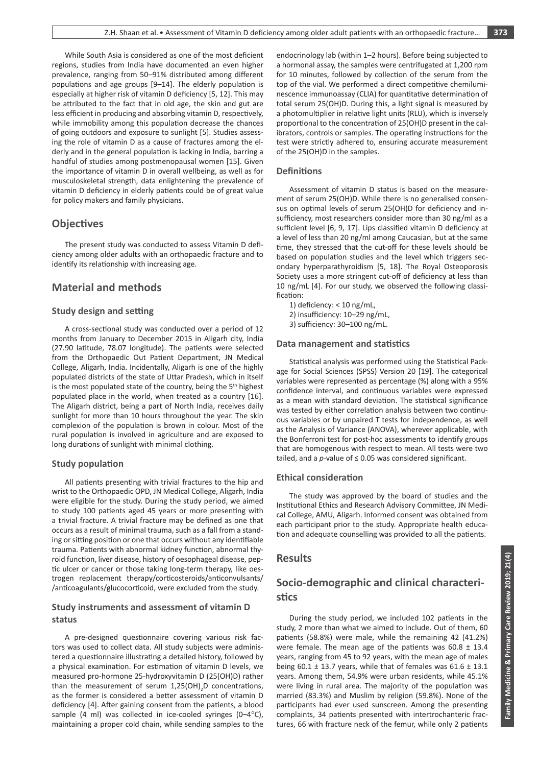While South Asia is considered as one of the most deficient regions, studies from India have documented an even higher prevalence, ranging from 50–91% distributed among different populations and age groups [9–14]. The elderly population is especially at higher risk of vitamin D deficiency [5, 12]. This may be attributed to the fact that in old age, the skin and gut are less efficient in producing and absorbing vitamin D, respectively, while immobility among this population decrease the chances of going outdoors and exposure to sunlight [5]. Studies assessing the role of vitamin D as a cause of fractures among the elderly and in the general population is lacking in India, barring a handful of studies among postmenopausal women [15]. Given the importance of vitamin D in overall wellbeing, as well as for musculoskeletal strength, data enlightening the prevalence of vitamin D deficiency in elderly patients could be of great value for policy makers and family physicians.

## Objectives

The present study was conducted to assess Vitamin D deficiency among older adults with an orthopaedic fracture and to identify its relationship with increasing age.

## Material and methods

### Study design and setting

A cross-sectional study was conducted over a period of 12 months from January to December 2015 in Aligarh city, India (27.90 latitude, 78.07 longitude). The patients were selected from the Orthopaedic Out Patient Department, JN Medical College, Aligarh, India. Incidentally, Aligarh is one of the highly populated districts of the state of Uttar Pradesh, which in itself is the most populated state of the country, being the 5th highest populated place in the world, when treated as a country [16]. The Aligarh district, being a part of North India, receives daily sunlight for more than 10 hours throughout the year. The skin complexion of the population is brown in colour. Most of the rural population is involved in agriculture and are exposed to long durations of sunlight with minimal clothing.

### Study population

All patients presenting with trivial fractures to the hip and wrist to the Orthopaedic OPD, JN Medical College, Aligarh, India were eligible for the study. During the study period, we aimed to study 100 patients aged 45 years or more presenting with a trivial fracture. A trivial fracture may be defined as one that occurs as a result of minimal trauma, such as a fall from a standing or sitting position or one that occurs without any identifiable trauma. Patients with abnormal kidney function, abnormal thyroid function, liver disease, history of oesophageal disease, peptic ulcer or cancer or those taking long-term therapy, like oestrogen replacement therapy/corticosteroids/anticonvulsants//anticoagulants/glucocorticoid, were excluded from the study.

### Study instruments and assessment of vitamin D status

A pre-designed questionnaire covering various risk factors was used to collect data. All study subjects were administered a questionnaire illustrating a detailed history, followed by a physical examination. For estimation of vitamin D levels, we measured pro-hormone 25-hydroxyvitamin D (25(OH)D) rather than the measurement of serum $1,25(OH)_2D$ concentrations, as the former is considered a better assessment of vitamin D deficiency [4]. After gaining consent from the patients, a blood sample (4 ml) was collected in ice-cooled syringes (0–4°C), maintaining a proper cold chain, while sending samples to the endocrinology lab (within 1–2 hours). Before being subjected to a hormonal assay, the samples were centrifugated at 1,200 rpm for 10 minutes, followed by collection of the serum from the top of the vial. We performed a direct competitive chemiluminescence immunoassay (CLIA) for quantitative determination of total serum 25(OH)D. During this, a light signal is measured by a photomultiplier in relative light units (RLU), which is inversely proportional to the concentration of 25(OH)D present in the calibrators, controls or samples. The operating instructions for the test were strictly adhered to, ensuring accurate measurement of the 25(OH)D in the samples.

### Definitions

Assessment of vitamin D status is based on the measurement of serum 25(OH)D. While there is no generalised consensus on optimal levels of serum 25(OH)D for deficiency and insufficiency, most researchers consider more than 30 ng/ml as a sufficient level [6, 9, 17]. Lips classified vitamin D deficiency at a level of less than 20 ng/ml among Caucasian, but at the same time, they stressed that the cut-off for these levels should be based on population studies and the level which triggers secondary hyperparathyroidism [5, 18]. The Royal Osteoporosis Society uses a more stringent cut-off of deficiency at less than 10 ng/mL [4]. For our study, we observed the following classification:

1) deficiency: < 10 ng/mL,
2) insufficiency: 10–29 ng/mL,
3) sufficiency: 30–100 ng/mL.

### Data management and statistics

Statistical analysis was performed using the Statistical Package for Social Sciences (SPSS) Version 20 [19]. The categorical variables were represented as percentage (%) along with a 95% confidence interval, and continuous variables were expressed as a mean with standard deviation. The statistical significance was tested by either correlation analysis between two continuous variables or by unpaired T tests for independence, as well as the Analysis of Variance (ANOVA), wherever applicable, with the Bonferroni test for post-hoc assessments to identify groups that are homogenous with respect to mean. All tests were two tailed, and a $p$-value of ≤ 0.05 was considered significant.

### Ethical consideration

The study was approved by the board of studies and the Institutional Ethics and Research Advisory Committee, JN Medical College, AMU, Aligarh. Informed consent was obtained from each participant prior to the study. Appropriate health education and adequate counselling was provided to all the patients.

## Results

## Socio-demographic and clinical characteristics

During the study period, we included 102 patients in the study, 2 more than what we aimed to include. Out of them, 60 patients (58.8%) were male, while the remaining 42 (41.2%) were female. The mean age of the patients was 60.8 ± 13.4 years, ranging from 45 to 92 years, with the mean age of males being 60.1 ± 13.7 years, while that of females was 61.6 ± 13.1 years. Among them, 54.9% were urban residents, while 45.1% were living in rural area. The majority of the population was married (83.3%) and Muslim by religion (59.8%). None of the participants had ever used sunscreen. Among the presenting complaints, 34 patients presented with intertrochanteric fractures, 66 with fracture neck of the femur, while only 2 patients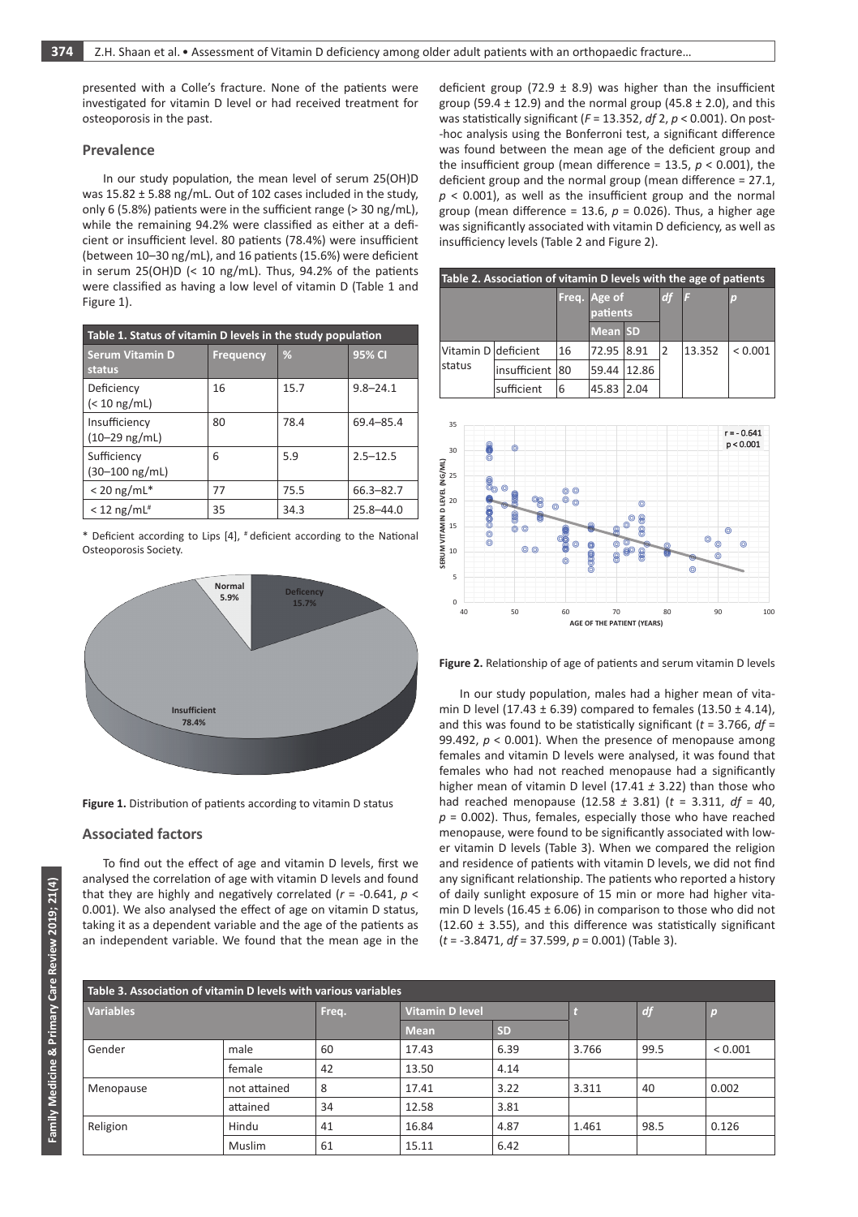presented with a Colle's fracture. None of the patients were investigated for vitamin D level or had received treatment for osteoporosis in the past.

## Prevalence

In our study population, the mean level of serum 25(OH)D was 15.82 ± 5.88 ng/mL. Out of 102 cases included in the study, only 6 (5.8%) patients were in the sufficient range (> 30 ng/mL), while the remaining 94.2% were classified as either at a deficient or insufficient level. 80 patients (78.4%) were insufficient (between 10–30 ng/mL), and 16 patients (15.6%) were deficient in serum 25(OH)D (< 10 ng/mL). Thus, 94.2% of the patients were classified as having a low level of vitamin D (Table 1 and Figure 1).

**Table 1. Status of vitamin D levels in the study population**

| Serum Vitamin D status | Frequency | % | 95% CI |
|---|---|---|---|
| Deficiency (< 10 ng/mL) | 16 | 15.7 | 9.8–24.1 |
| Insufficiency (10–29 ng/mL) | 80 | 78.4 | 69.4–85.4 |
| Sufficiency (30–100 ng/mL) | 6 | 5.9 | 2.5–12.5 |
| < 20 ng/mL* | 77 | 75.5 | 66.3–82.7 |
| < 12 ng/mL# | 35 | 34.3 | 25.8–44.0 |

* Deficient according to Lips [4], # deficient according to the National Osteoporosis Society.

**Figure 1.** Distribution of patients according to vitamin D status

## Associated factors

To find out the effect of age and vitamin D levels, first we analysed the correlation of age with vitamin D levels and found that they are highly and negatively correlated ($r$ = -0.641, $p$ < 0.001). We also analysed the effect of age on vitamin D status, taking it as a dependent variable and the age of the patients as an independent variable. We found that the mean age in the deficient group (72.9 ± 8.9) was higher than the insufficient group (59.4 ± 12.9) and the normal group (45.8 ± 2.0), and this was statistically significant ($F$ = 13.352, $df$ 2, $p$ < 0.001). On post--hoc analysis using the Bonferroni test, a significant difference was found between the mean age of the deficient group and the insufficient group (mean difference = 13.5, $p$ < 0.001), the deficient group and the normal group (mean difference = 27.1, $p$ < 0.001), as well as the insufficient group and the normal group (mean difference = 13.6, $p$ = 0.026). Thus, a higher age was significantly associated with vitamin D deficiency, as well as insufficiency levels (Table 2 and Figure 2).

**Table 2. Association of vitamin D levels with the age of patients**

| | | Freq. | Age of patients | | $df$ | $F$ | $p$ |
|---|---|---|---|---|---|---|---|
| | | | Mean | SD | | | |
| Vitamin D status | deficient | 16 | 72.95 | 8.91 | 2 | 13.352 | < 0.001 |
| | insufficient | 80 | 59.44 | 12.86 | | | |
| | sufficient | 6 | 45.83 | 2.04 | | | |

**Figure 2.** Relationship of age of patients and serum vitamin D levels

In our study population, males had a higher mean of vitamin D level (17.43 ± 6.39) compared to females (13.50 ± 4.14), and this was found to be statistically significant ($t$ = 3.766, $df$ = 99.492, $p$ < 0.001). When the presence of menopause among females and vitamin D levels were analysed, it was found that females who had not reached menopause had a significantly higher mean of vitamin D level (17.41 ± 3.22) than those who had reached menopause (12.58 ± 3.81) ($t$ = 3.311, $df$ = 40, $p$ = 0.002). Thus, females, especially those who have reached menopause, were found to be significantly associated with lower vitamin D levels (Table 3). When we compared the religion and residence of patients with vitamin D levels, we did not find any significant relationship. The patients who reported a history of daily sunlight exposure of 15 min or more had higher vitamin D levels (16.45 ± 6.06) in comparison to those who did not (12.60 ± 3.55), and this difference was statistically significant ($t$ = -3.8471, $df$ = 37.599, $p$ = 0.001) (Table 3).

**Table 3. Association of vitamin D levels with various variables**

| Variables | | Freq. | Vitamin D level | | $t$ | $df$ | $p$ |
|---|---|---|---|---|---|---|---|
| | | | Mean | SD | | | |
| Gender | male | 60 | 17.43 | 6.39 | 3.766 | 99.5 | < 0.001 |
| | female | 42 | 13.50 | 4.14 | | | |
| Menopause | not attained | 8 | 17.41 | 3.22 | 3.311 | 40 | 0.002 |
| | attained | 34 | 12.58 | 3.81 | | | |
| Religion | Hindu | 41 | 16.84 | 4.87 | 1.461 | 98.5 | 0.126 |
| | Muslim | 61 | 15.11 | 6.42 | | | |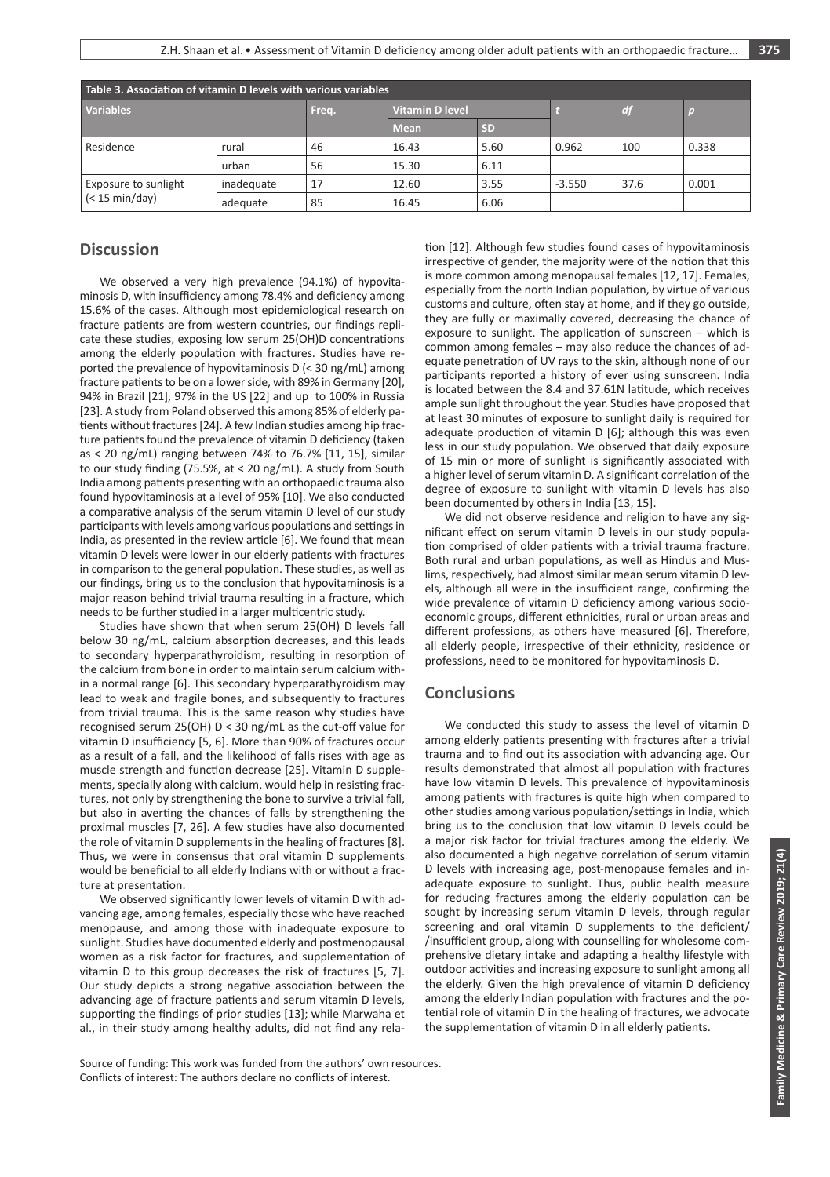**Table 3. Association of vitamin D levels with various variables**

| Variables | | Freq. | Vitamin D level | | *t* | *df* | *p* |
|---|---|---|---|---|---|---|---|
| | | | Mean | SD | | | |
| Residence | rural | 46 | 16.43 | 5.60 | 0.962 | 100 | 0.338 |
| | urban | 56 | 15.30 | 6.11 | | | |
| Exposure to sunlight (< 15 min/day) | inadequate | 17 | 12.60 | 3.55 | -3.550 | 37.6 | 0.001 |
| | adequate | 85 | 16.45 | 6.06 | | | |

## Discussion

We observed a very high prevalence (94.1%) of hypovitaminosis D, with insufficiency among 78.4% and deficiency among 15.6% of the cases. Although most epidemiological research on fracture patients are from western countries, our findings replicate these studies, exposing low serum 25(OH)D concentrations among the elderly population with fractures. Studies have reported the prevalence of hypovitaminosis D (< 30 ng/mL) among fracture patients to be on a lower side, with 89% in Germany [20], 94% in Brazil [21], 97% in the US [22] and up to 100% in Russia [23]. A study from Poland observed this among 85% of elderly patients without fractures [24]. A few Indian studies among hip fracture patients found the prevalence of vitamin D deficiency (taken as < 20 ng/mL) ranging between 74% to 76.7% [11, 15], similar to our study finding (75.5%, at < 20 ng/mL). A study from South India among patients presenting with an orthopaedic trauma also found hypovitaminosis at a level of 95% [10]. We also conducted a comparative analysis of the serum vitamin D level of our study participants with levels among various populations and settings in India, as presented in the review article [6]. We found that mean vitamin D levels were lower in our elderly patients with fractures in comparison to the general population. These studies, as well as our findings, bring us to the conclusion that hypovitaminosis is a major reason behind trivial trauma resulting in a fracture, which needs to be further studied in a larger multicentric study.

Studies have shown that when serum 25(OH) D levels fall below 30 ng/mL, calcium absorption decreases, and this leads to secondary hyperparathyroidism, resulting in resorption of the calcium from bone in order to maintain serum calcium within a normal range [6]. This secondary hyperparathyroidism may lead to weak and fragile bones, and subsequently to fractures from trivial trauma. This is the same reason why studies have recognised serum 25(OH) D < 30 ng/mL as the cut-off value for vitamin D insufficiency [5, 6]. More than 90% of fractures occur as a result of a fall, and the likelihood of falls rises with age as muscle strength and function decrease [25]. Vitamin D supplements, specially along with calcium, would help in resisting fractures, not only by strengthening the bone to survive a trivial fall, but also in averting the chances of falls by strengthening the proximal muscles [7, 26]. A few studies have also documented the role of vitamin D supplements in the healing of fractures [8]. Thus, we were in consensus that oral vitamin D supplements would be beneficial to all elderly Indians with or without a fracture at presentation.

We observed significantly lower levels of vitamin D with advancing age, among females, especially those who have reached menopause, and among those with inadequate exposure to sunlight. Studies have documented elderly and postmenopausal women as a risk factor for fractures, and supplementation of vitamin D to this group decreases the risk of fractures [5, 7]. Our study depicts a strong negative association between the advancing age of fracture patients and serum vitamin D levels, supporting the findings of prior studies [13]; while Marwaha et al., in their study among healthy adults, did not find any relation [12]. Although few studies found cases of hypovitaminosis irrespective of gender, the majority were of the notion that this is more common among menopausal females [12, 17]. Females, especially from the north Indian population, by virtue of various customs and culture, often stay at home, and if they go outside, they are fully or maximally covered, decreasing the chance of exposure to sunlight. The application of sunscreen – which is common among females – may also reduce the chances of adequate penetration of UV rays to the skin, although none of our participants reported a history of ever using sunscreen. India is located between the 8.4 and 37.61N latitude, which receives ample sunlight throughout the year. Studies have proposed that at least 30 minutes of exposure to sunlight daily is required for adequate production of vitamin D [6]; although this was even less in our study population. We observed that daily exposure of 15 min or more of sunlight is significantly associated with a higher level of serum vitamin D. A significant correlation of the degree of exposure to sunlight with vitamin D levels has also been documented by others in India [13, 15].

We did not observe residence and religion to have any significant effect on serum vitamin D levels in our study population comprised of older patients with a trivial trauma fracture. Both rural and urban populations, as well as Hindus and Muslims, respectively, had almost similar mean serum vitamin D levels, although all were in the insufficient range, confirming the wide prevalence of vitamin D deficiency among various socio-economic groups, different ethnicities, rural or urban areas and different professions, as others have measured [6]. Therefore, all elderly people, irrespective of their ethnicity, residence or professions, need to be monitored for hypovitaminosis D.

## Conclusions

We conducted this study to assess the level of vitamin D among elderly patients presenting with fractures after a trivial trauma and to find out its association with advancing age. Our results demonstrated that almost all population with fractures have low vitamin D levels. This prevalence of hypovitaminosis among patients with fractures is quite high when compared to other studies among various population/settings in India, which bring us to the conclusion that low vitamin D levels could be a major risk factor for trivial fractures among the elderly. We also documented a high negative correlation of serum vitamin D levels with increasing age, post-menopause females and inadequate exposure to sunlight. Thus, public health measure for reducing fractures among the elderly population can be sought by increasing serum vitamin D levels, through regular screening and oral vitamin D supplements to the deficient/ /insufficient group, along with counselling for wholesome comprehensive dietary intake and adapting a healthy lifestyle with outdoor activities and increasing exposure to sunlight among all the elderly. Given the high prevalence of vitamin D deficiency among the elderly Indian population with fractures and the potential role of vitamin D in the healing of fractures, we advocate the supplementation of vitamin D in all elderly patients.

Source of funding: This work was funded from the authors' own resources.
Conflicts of interest: The authors declare no conflicts of interest.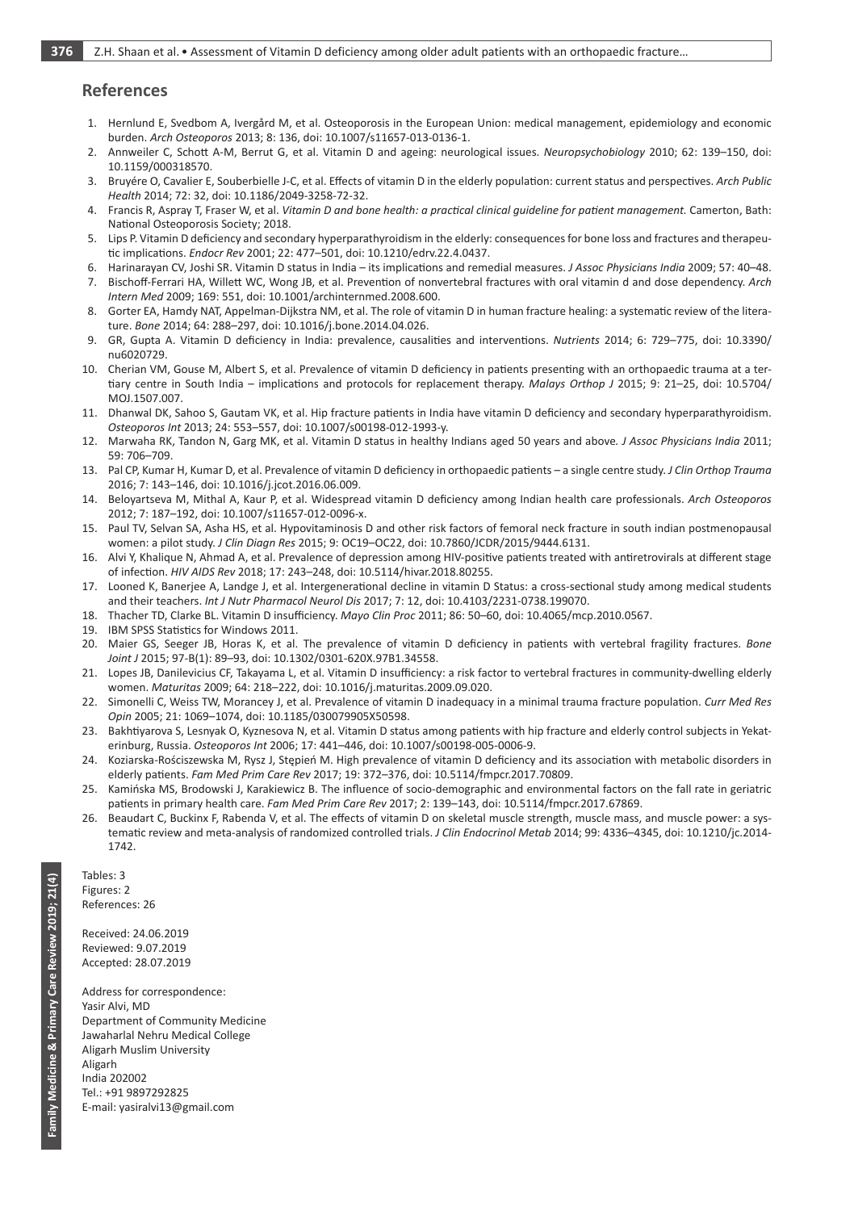## References

1. Hernlund E, Svedbom A, Ivergård M, et al. Osteoporosis in the European Union: medical management, epidemiology and economic burden. *Arch Osteoporos* 2013; 8: 136, doi: 10.1007/s11657-013-0136-1.
2. Annweiler C, Schott A-M, Berrut G, et al. Vitamin D and ageing: neurological issues. *Neuropsychobiology* 2010; 62: 139–150, doi: 10.1159/000318570.
3. Bruyére O, Cavalier E, Souberbielle J-C, et al. Effects of vitamin D in the elderly population: current status and perspectives. *Arch Public Health* 2014; 72: 32, doi: 10.1186/2049-3258-72-32.
4. Francis R, Aspray T, Fraser W, et al. *Vitamin D and bone health: a practical clinical guideline for patient management.* Camerton, Bath: National Osteoporosis Society; 2018.
5. Lips P. Vitamin D deficiency and secondary hyperparathyroidism in the elderly: consequences for bone loss and fractures and therapeutic implications. *Endocr Rev* 2001; 22: 477–501, doi: 10.1210/edrv.22.4.0437.
6. Harinarayan CV, Joshi SR. Vitamin D status in India – its implications and remedial measures. *J Assoc Physicians India* 2009; 57: 40–48.
7. Bischoff-Ferrari HA, Willett WC, Wong JB, et al. Prevention of nonvertebral fractures with oral vitamin d and dose dependency. *Arch Intern Med* 2009; 169: 551, doi: 10.1001/archinternmed.2008.600.
8. Gorter EA, Hamdy NAT, Appelman-Dijkstra NM, et al. The role of vitamin D in human fracture healing: a systematic review of the literature. *Bone* 2014; 64: 288–297, doi: 10.1016/j.bone.2014.04.026.
9. GR, Gupta A. Vitamin D deficiency in India: prevalence, causalities and interventions. *Nutrients* 2014; 6: 729–775, doi: 10.3390/nu6020729.
10. Cherian VM, Gouse M, Albert S, et al. Prevalence of vitamin D deficiency in patients presenting with an orthopaedic trauma at a tertiary centre in South India – implications and protocols for replacement therapy. *Malays Orthop J* 2015; 9: 21–25, doi: 10.5704/MOJ.1507.007.
11. Dhanwal DK, Sahoo S, Gautam VK, et al. Hip fracture patients in India have vitamin D deficiency and secondary hyperparathyroidism. *Osteoporos Int* 2013; 24: 553–557, doi: 10.1007/s00198-012-1993-y.
12. Marwaha RK, Tandon N, Garg MK, et al. Vitamin D status in healthy Indians aged 50 years and above. *J Assoc Physicians India* 2011; 59: 706–709.
13. Pal CP, Kumar H, Kumar D, et al. Prevalence of vitamin D deficiency in orthopaedic patients – a single centre study. *J Clin Orthop Trauma* 2016; 7: 143–146, doi: 10.1016/j.jcot.2016.06.009.
14. Beloyartseva M, Mithal A, Kaur P, et al. Widespread vitamin D deficiency among Indian health care professionals. *Arch Osteoporos* 2012; 7: 187–192, doi: 10.1007/s11657-012-0096-x.
15. Paul TV, Selvan SA, Asha HS, et al. Hypovitaminosis D and other risk factors of femoral neck fracture in south indian postmenopausal women: a pilot study. *J Clin Diagn Res* 2015; 9: OC19–OC22, doi: 10.7860/JCDR/2015/9444.6131.
16. Alvi Y, Khalique N, Ahmad A, et al. Prevalence of depression among HIV-positive patients treated with antiretrovirals at different stage of infection. *HIV AIDS Rev* 2018; 17: 243–248, doi: 10.5114/hivar.2018.80255.
17. Looned K, Banerjee A, Landge J, et al. Intergenerational decline in vitamin D Status: a cross-sectional study among medical students and their teachers. *Int J Nutr Pharmacol Neurol Dis* 2017; 7: 12, doi: 10.4103/2231-0738.199070.
18. Thacher TD, Clarke BL. Vitamin D insufficiency. *Mayo Clin Proc* 2011; 86: 50–60, doi: 10.4065/mcp.2010.0567.
19. IBM SPSS Statistics for Windows 2011.
20. Maier GS, Seeger JB, Horas K, et al. The prevalence of vitamin D deficiency in patients with vertebral fragility fractures. *Bone Joint J* 2015; 97-B(1): 89–93, doi: 10.1302/0301-620X.97B1.34558.
21. Lopes JB, Danilevicius CF, Takayama L, et al. Vitamin D insufficiency: a risk factor to vertebral fractures in community-dwelling elderly women. *Maturitas* 2009; 64: 218–222, doi: 10.1016/j.maturitas.2009.09.020.
22. Simonelli C, Weiss TW, Morancey J, et al. Prevalence of vitamin D inadequacy in a minimal trauma fracture population. *Curr Med Res Opin* 2005; 21: 1069–1074, doi: 10.1185/030079905X50598.
23. Bakhtiyarova S, Lesnyak O, Kyznesova N, et al. Vitamin D status among patients with hip fracture and elderly control subjects in Yekaterinburg, Russia. *Osteoporos Int* 2006; 17: 441–446, doi: 10.1007/s00198-005-0006-9.
24. Koziarska-Rościszewska M, Rysz J, Stępień M. High prevalence of vitamin D deficiency and its association with metabolic disorders in elderly patients. *Fam Med Prim Care Rev* 2017; 19: 372–376, doi: 10.5114/fmpcr.2017.70809.
25. Kamińska MS, Brodowski J, Karakiewicz B. The influence of socio-demographic and environmental factors on the fall rate in geriatric patients in primary health care. *Fam Med Prim Care Rev* 2017; 2: 139–143, doi: 10.5114/fmpcr.2017.67869.
26. Beaudart C, Buckinx F, Rabenda V, et al. The effects of vitamin D on skeletal muscle strength, muscle mass, and muscle power: a systematic review and meta-analysis of randomized controlled trials. *J Clin Endocrinol Metab* 2014; 99: 4336–4345, doi: 10.1210/jc.2014-1742.

Tables: 3
Figures: 2
References: 26

Received: 24.06.2019
Reviewed: 9.07.2019
Accepted: 28.07.2019

Address for correspondence:
Yasir Alvi, MD
Department of Community Medicine
Jawaharlal Nehru Medical College
Aligarh Muslim University
Aligarh
India 202002
Tel.: +91 9897292825
E-mail: yasiralvi13@gmail.com